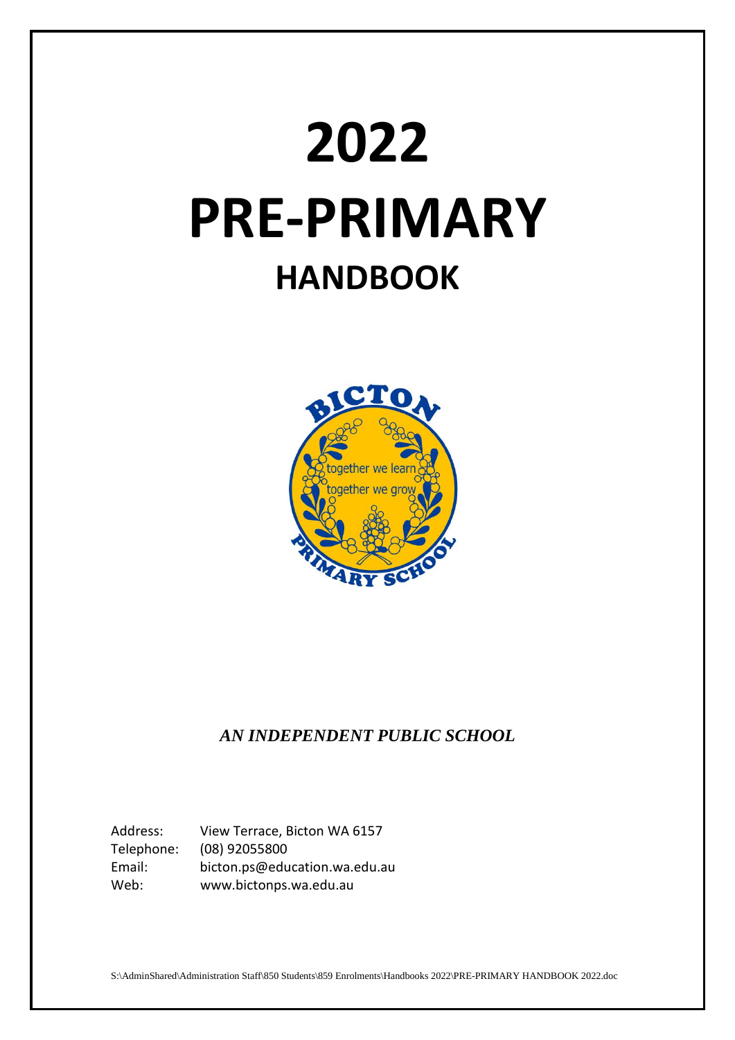# 2022
# PRE-PRIMARY
## HANDBOOK

*AN INDEPENDENT PUBLIC SCHOOL*

| | |
|---|---|
| Address: | View Terrace, Bicton WA 6157 |
| Telephone: | (08) 92055800 |
| Email: | bicton.ps@education.wa.edu.au |
| Web: | www.bictonps.wa.edu.au |

S:\AdminShared\Administration Staff\850 Students\859 Enrolments\Handbooks 2022\PRE-PRIMARY HANDBOOK 2022.doc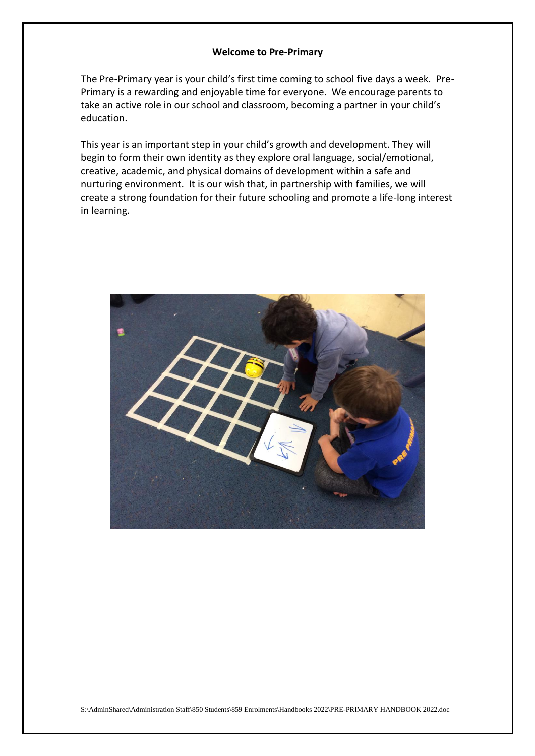**Welcome to Pre-Primary**

The Pre-Primary year is your child's first time coming to school five days a week. Pre-Primary is a rewarding and enjoyable time for everyone. We encourage parents to take an active role in our school and classroom, becoming a partner in your child's education.

This year is an important step in your child's growth and development. They will begin to form their own identity as they explore oral language, social/emotional, creative, academic, and physical domains of development within a safe and nurturing environment. It is our wish that, in partnership with families, we will create a strong foundation for their future schooling and promote a life-long interest in learning.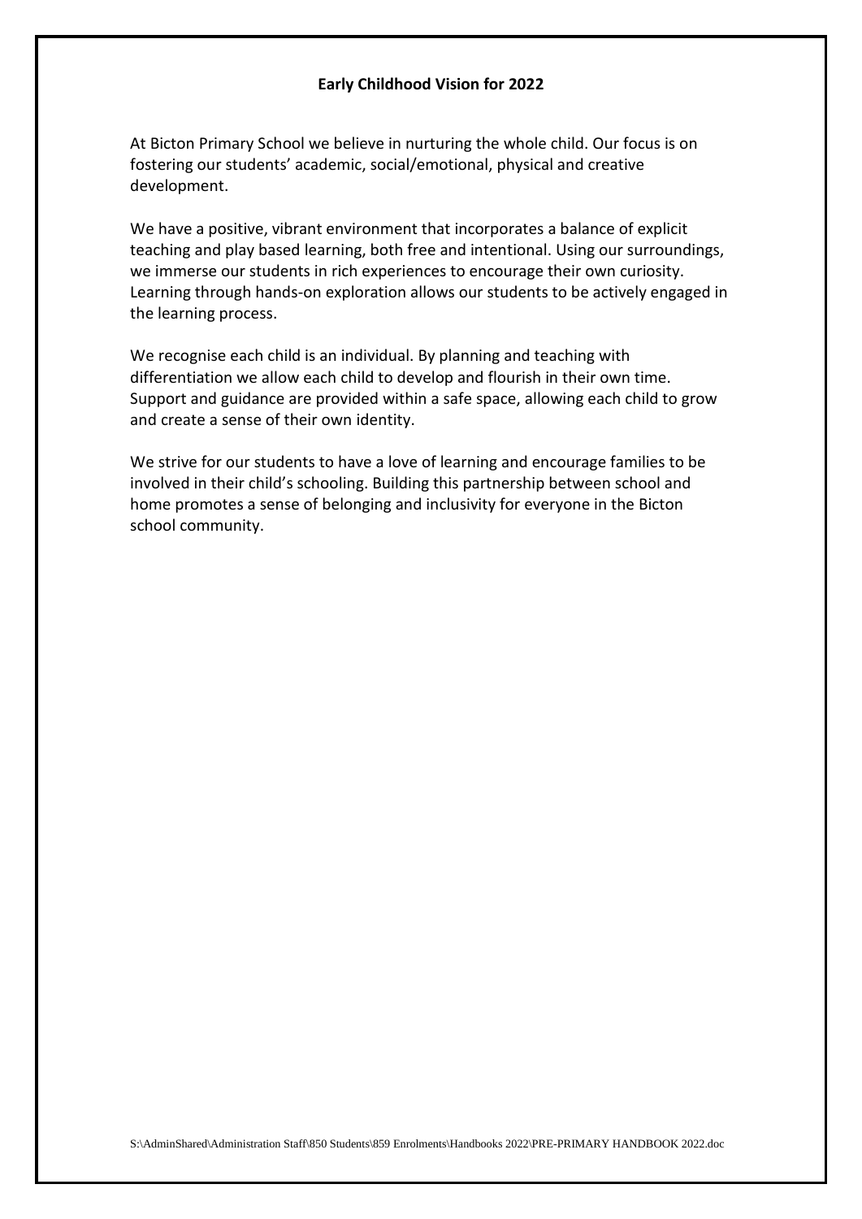## Early Childhood Vision for 2022

At Bicton Primary School we believe in nurturing the whole child. Our focus is on fostering our students' academic, social/emotional, physical and creative development.

We have a positive, vibrant environment that incorporates a balance of explicit teaching and play based learning, both free and intentional. Using our surroundings, we immerse our students in rich experiences to encourage their own curiosity. Learning through hands-on exploration allows our students to be actively engaged in the learning process.

We recognise each child is an individual. By planning and teaching with differentiation we allow each child to develop and flourish in their own time. Support and guidance are provided within a safe space, allowing each child to grow and create a sense of their own identity.

We strive for our students to have a love of learning and encourage families to be involved in their child's schooling. Building this partnership between school and home promotes a sense of belonging and inclusivity for everyone in the Bicton school community.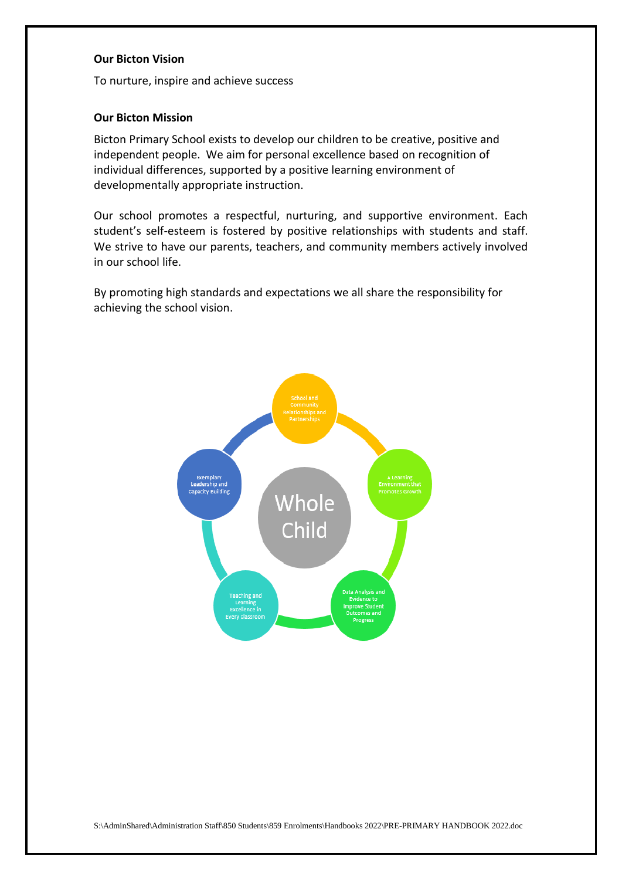**Our Bicton Vision**

To nurture, inspire and achieve success

**Our Bicton Mission**

Bicton Primary School exists to develop our children to be creative, positive and independent people. We aim for personal excellence based on recognition of individual differences, supported by a positive learning environment of developmentally appropriate instruction.

Our school promotes a respectful, nurturing, and supportive environment. Each student's self-esteem is fostered by positive relationships with students and staff. We strive to have our parents, teachers, and community members actively involved in our school life.

By promoting high standards and expectations we all share the responsibility for achieving the school vision.

Whole Child

- School and Community Relationships and Partnerships
- A Learning Environment that Promotes Growth
- Data Analysis and Evidence to Improve Student Outcomes and Progress
- Teaching and Learning Excellence in Every Classroom
- Exemplary Leadership and Capacity Building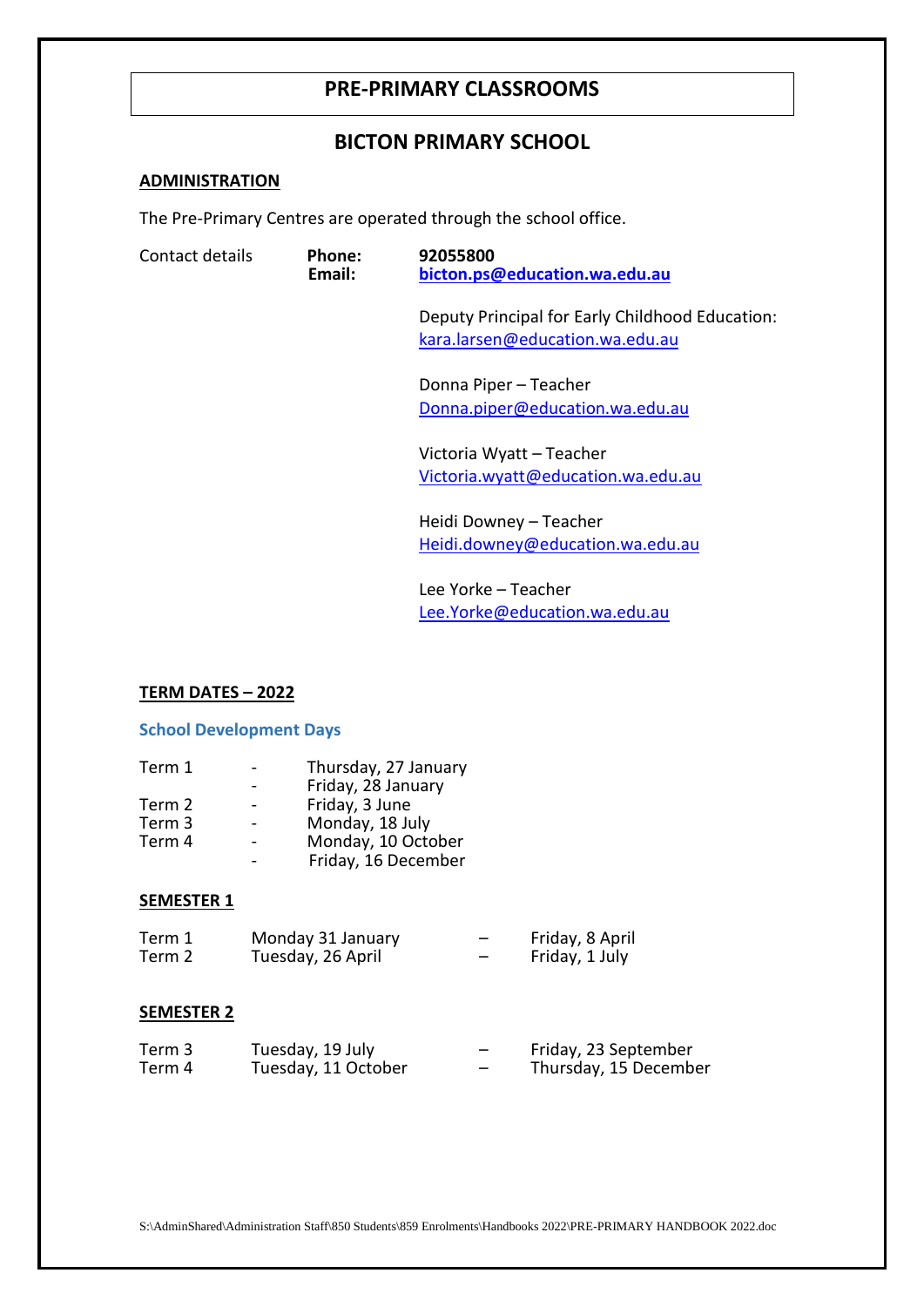# PRE-PRIMARY CLASSROOMS

## BICTON PRIMARY SCHOOL

**ADMINISTRATION**

The Pre-Primary Centres are operated through the school office.

Contact details

**Phone:** **92055800**
**Email:** **bicton.ps@education.wa.edu.au**

Deputy Principal for Early Childhood Education:
kara.larsen@education.wa.edu.au

Donna Piper – Teacher
Donna.piper@education.wa.edu.au

Victoria Wyatt – Teacher
Victoria.wyatt@education.wa.edu.au

Heidi Downey – Teacher
Heidi.downey@education.wa.edu.au

Lee Yorke – Teacher
Lee.Yorke@education.wa.edu.au

**TERM DATES – 2022**

### School Development Days

| | | |
|---|---|---|
| Term 1 | - | Thursday, 27 January |
| | - | Friday, 28 January |
| Term 2 | - | Friday, 3 June |
| Term 3 | - | Monday, 18 July |
| Term 4 | - | Monday, 10 October |
| | - | Friday, 16 December |

**SEMESTER 1**

| | | | |
|---|---|---|---|
| Term 1 | Monday 31 January | – | Friday, 8 April |
| Term 2 | Tuesday, 26 April | – | Friday, 1 July |

**SEMESTER 2**

| | | | |
|---|---|---|---|
| Term 3 | Tuesday, 19 July | – | Friday, 23 September |
| Term 4 | Tuesday, 11 October | – | Thursday, 15 December |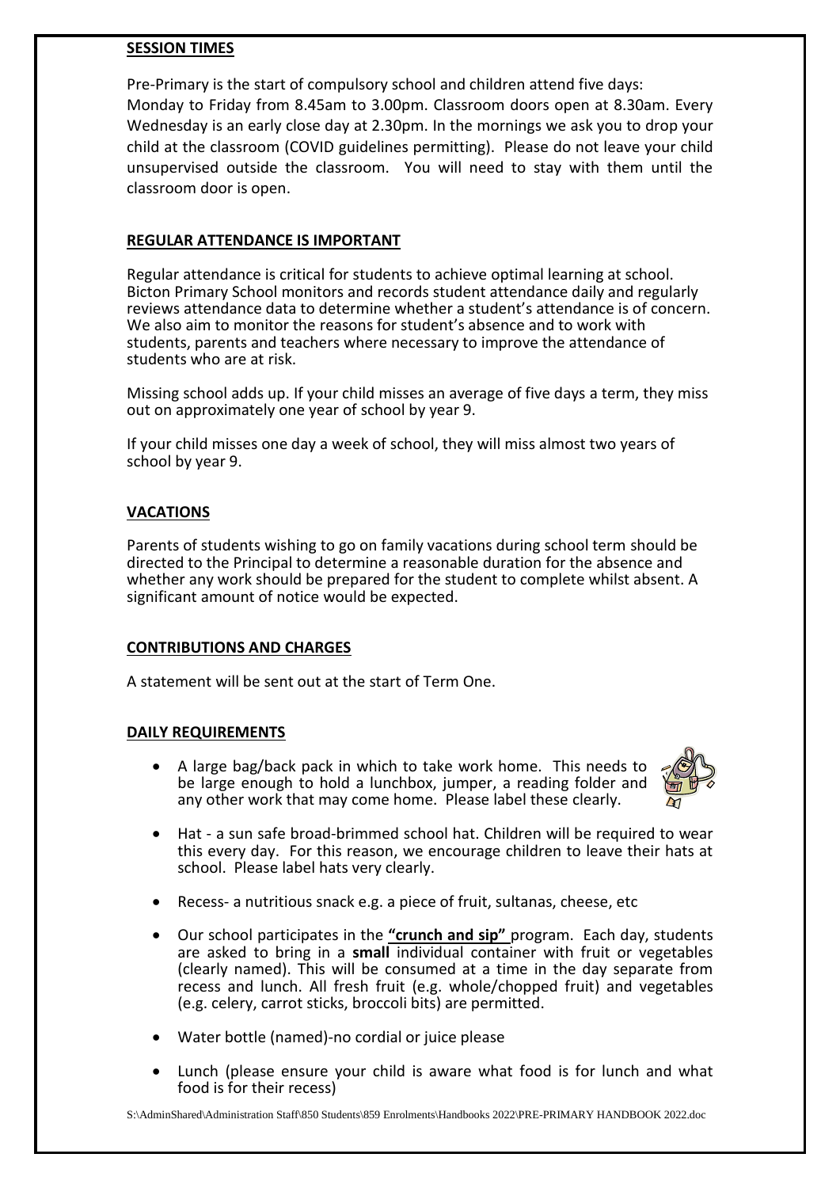## SESSION TIMES

Pre-Primary is the start of compulsory school and children attend five days: Monday to Friday from 8.45am to 3.00pm. Classroom doors open at 8.30am. Every Wednesday is an early close day at 2.30pm. In the mornings we ask you to drop your child at the classroom (COVID guidelines permitting). Please do not leave your child unsupervised outside the classroom. You will need to stay with them until the classroom door is open.

## REGULAR ATTENDANCE IS IMPORTANT

Regular attendance is critical for students to achieve optimal learning at school. Bicton Primary School monitors and records student attendance daily and regularly reviews attendance data to determine whether a student's attendance is of concern. We also aim to monitor the reasons for student's absence and to work with students, parents and teachers where necessary to improve the attendance of students who are at risk.

Missing school adds up. If your child misses an average of five days a term, they miss out on approximately one year of school by year 9.

If your child misses one day a week of school, they will miss almost two years of school by year 9.

## VACATIONS

Parents of students wishing to go on family vacations during school term should be directed to the Principal to determine a reasonable duration for the absence and whether any work should be prepared for the student to complete whilst absent. A significant amount of notice would be expected.

## CONTRIBUTIONS AND CHARGES

A statement will be sent out at the start of Term One.

## DAILY REQUIREMENTS

- A large bag/back pack in which to take work home. This needs to be large enough to hold a lunchbox, jumper, a reading folder and any other work that may come home. Please label these clearly.
- Hat - a sun safe broad-brimmed school hat. Children will be required to wear this every day. For this reason, we encourage children to leave their hats at school. Please label hats very clearly.
- Recess- a nutritious snack e.g. a piece of fruit, sultanas, cheese, etc
- Our school participates in the **"crunch and sip"** program. Each day, students are asked to bring in a **small** individual container with fruit or vegetables (clearly named). This will be consumed at a time in the day separate from recess and lunch. All fresh fruit (e.g. whole/chopped fruit) and vegetables (e.g. celery, carrot sticks, broccoli bits) are permitted.
- Water bottle (named)-no cordial or juice please
- Lunch (please ensure your child is aware what food is for lunch and what food is for their recess)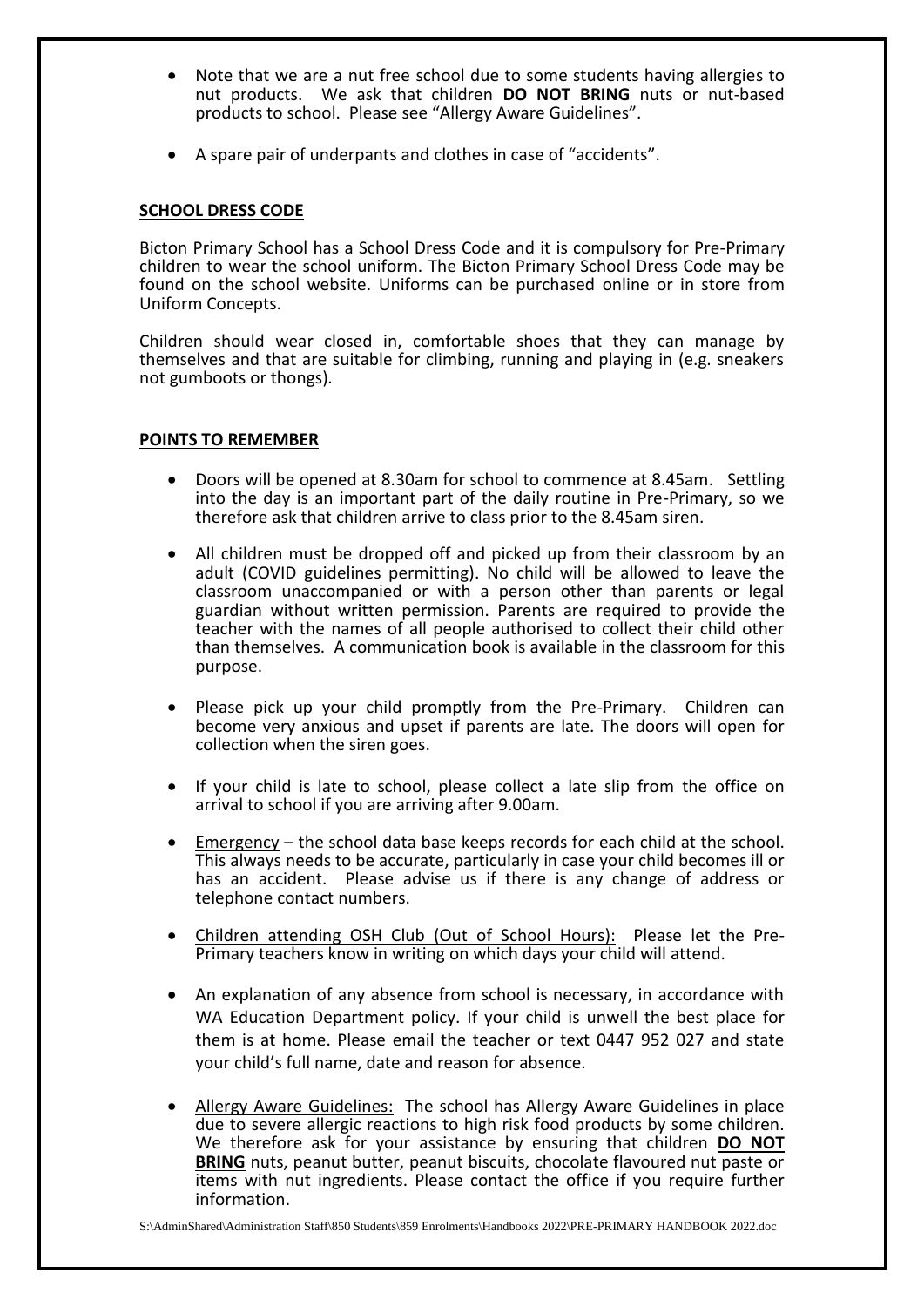- Note that we are a nut free school due to some students having allergies to nut products. We ask that children **DO NOT BRING** nuts or nut-based products to school. Please see "Allergy Aware Guidelines".

- A spare pair of underpants and clothes in case of "accidents".

## SCHOOL DRESS CODE

Bicton Primary School has a School Dress Code and it is compulsory for Pre-Primary children to wear the school uniform. The Bicton Primary School Dress Code may be found on the school website. Uniforms can be purchased online or in store from Uniform Concepts.

Children should wear closed in, comfortable shoes that they can manage by themselves and that are suitable for climbing, running and playing in (e.g. sneakers not gumboots or thongs).

## POINTS TO REMEMBER

- Doors will be opened at 8.30am for school to commence at 8.45am. Settling into the day is an important part of the daily routine in Pre-Primary, so we therefore ask that children arrive to class prior to the 8.45am siren.

- All children must be dropped off and picked up from their classroom by an adult (COVID guidelines permitting). No child will be allowed to leave the classroom unaccompanied or with a person other than parents or legal guardian without written permission. Parents are required to provide the teacher with the names of all people authorised to collect their child other than themselves. A communication book is available in the classroom for this purpose.

- Please pick up your child promptly from the Pre-Primary. Children can become very anxious and upset if parents are late. The doors will open for collection when the siren goes.

- If your child is late to school, please collect a late slip from the office on arrival to school if you are arriving after 9.00am.

- Emergency – the school data base keeps records for each child at the school. This always needs to be accurate, particularly in case your child becomes ill or has an accident. Please advise us if there is any change of address or telephone contact numbers.

- Children attending OSH Club (Out of School Hours): Please let the Pre-Primary teachers know in writing on which days your child will attend.

- An explanation of any absence from school is necessary, in accordance with WA Education Department policy. If your child is unwell the best place for them is at home. Please email the teacher or text 0447 952 027 and state your child's full name, date and reason for absence.

- Allergy Aware Guidelines: The school has Allergy Aware Guidelines in place due to severe allergic reactions to high risk food products by some children. We therefore ask for your assistance by ensuring that children **DO NOT BRING** nuts, peanut butter, peanut biscuits, chocolate flavoured nut paste or items with nut ingredients. Please contact the office if you require further information.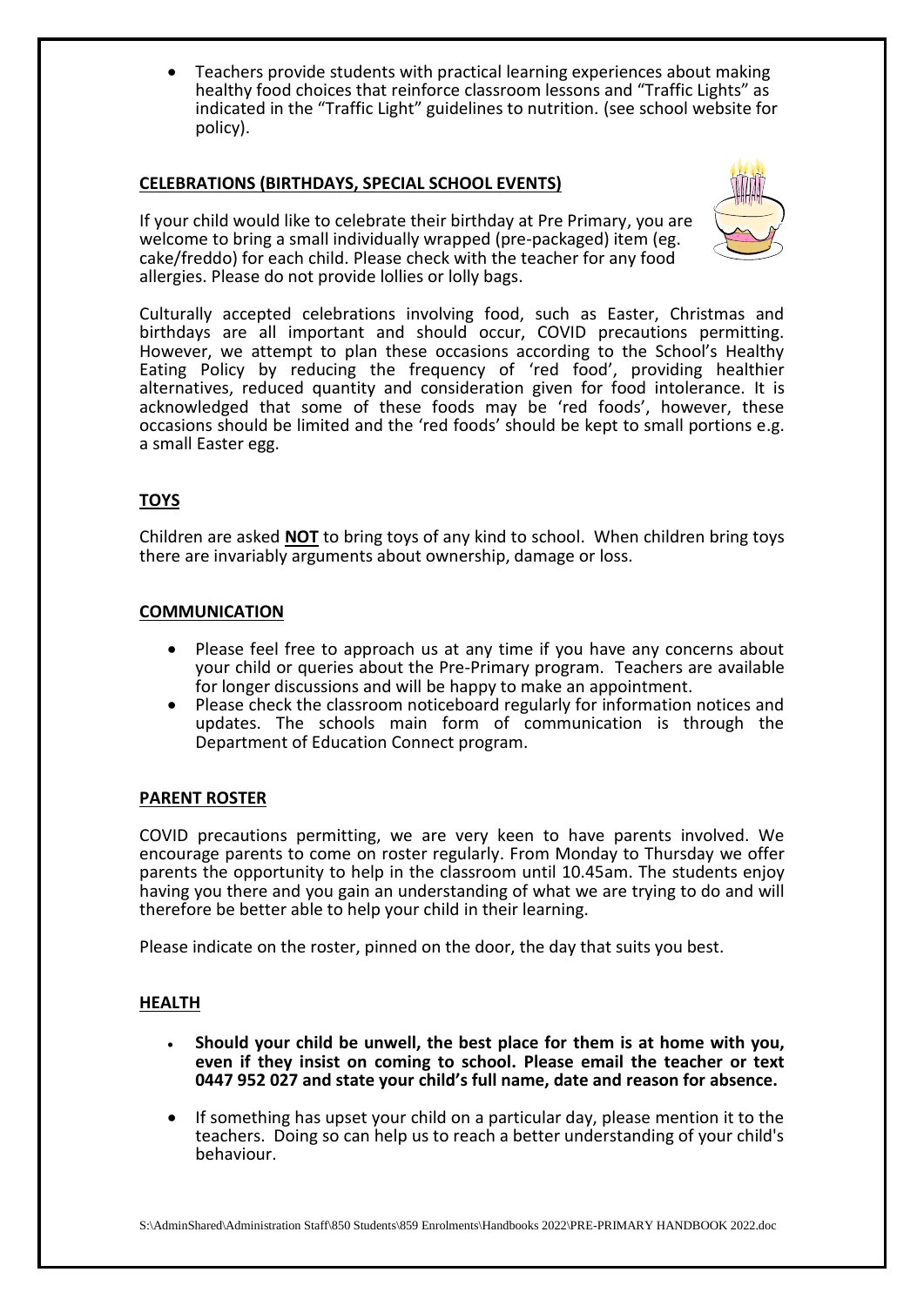- Teachers provide students with practical learning experiences about making healthy food choices that reinforce classroom lessons and "Traffic Lights" as indicated in the "Traffic Light" guidelines to nutrition. (see school website for policy).

## CELEBRATIONS (BIRTHDAYS, SPECIAL SCHOOL EVENTS)

If your child would like to celebrate their birthday at Pre Primary, you are welcome to bring a small individually wrapped (pre-packaged) item (eg. cake/freddo) for each child. Please check with the teacher for any food allergies. Please do not provide lollies or lolly bags.

Culturally accepted celebrations involving food, such as Easter, Christmas and birthdays are all important and should occur, COVID precautions permitting. However, we attempt to plan these occasions according to the School's Healthy Eating Policy by reducing the frequency of 'red food', providing healthier alternatives, reduced quantity and consideration given for food intolerance. It is acknowledged that some of these foods may be 'red foods', however, these occasions should be limited and the 'red foods' should be kept to small portions e.g. a small Easter egg.

## TOYS

Children are asked **NOT** to bring toys of any kind to school. When children bring toys there are invariably arguments about ownership, damage or loss.

## COMMUNICATION

- Please feel free to approach us at any time if you have any concerns about your child or queries about the Pre-Primary program. Teachers are available for longer discussions and will be happy to make an appointment.
- Please check the classroom noticeboard regularly for information notices and updates. The schools main form of communication is through the Department of Education Connect program.

## PARENT ROSTER

COVID precautions permitting, we are very keen to have parents involved. We encourage parents to come on roster regularly. From Monday to Thursday we offer parents the opportunity to help in the classroom until 10.45am. The students enjoy having you there and you gain an understanding of what we are trying to do and will therefore be better able to help your child in their learning.

Please indicate on the roster, pinned on the door, the day that suits you best.

## HEALTH

- **Should your child be unwell, the best place for them is at home with you, even if they insist on coming to school. Please email the teacher or text 0447 952 027 and state your child's full name, date and reason for absence.**
- If something has upset your child on a particular day, please mention it to the teachers. Doing so can help us to reach a better understanding of your child's behaviour.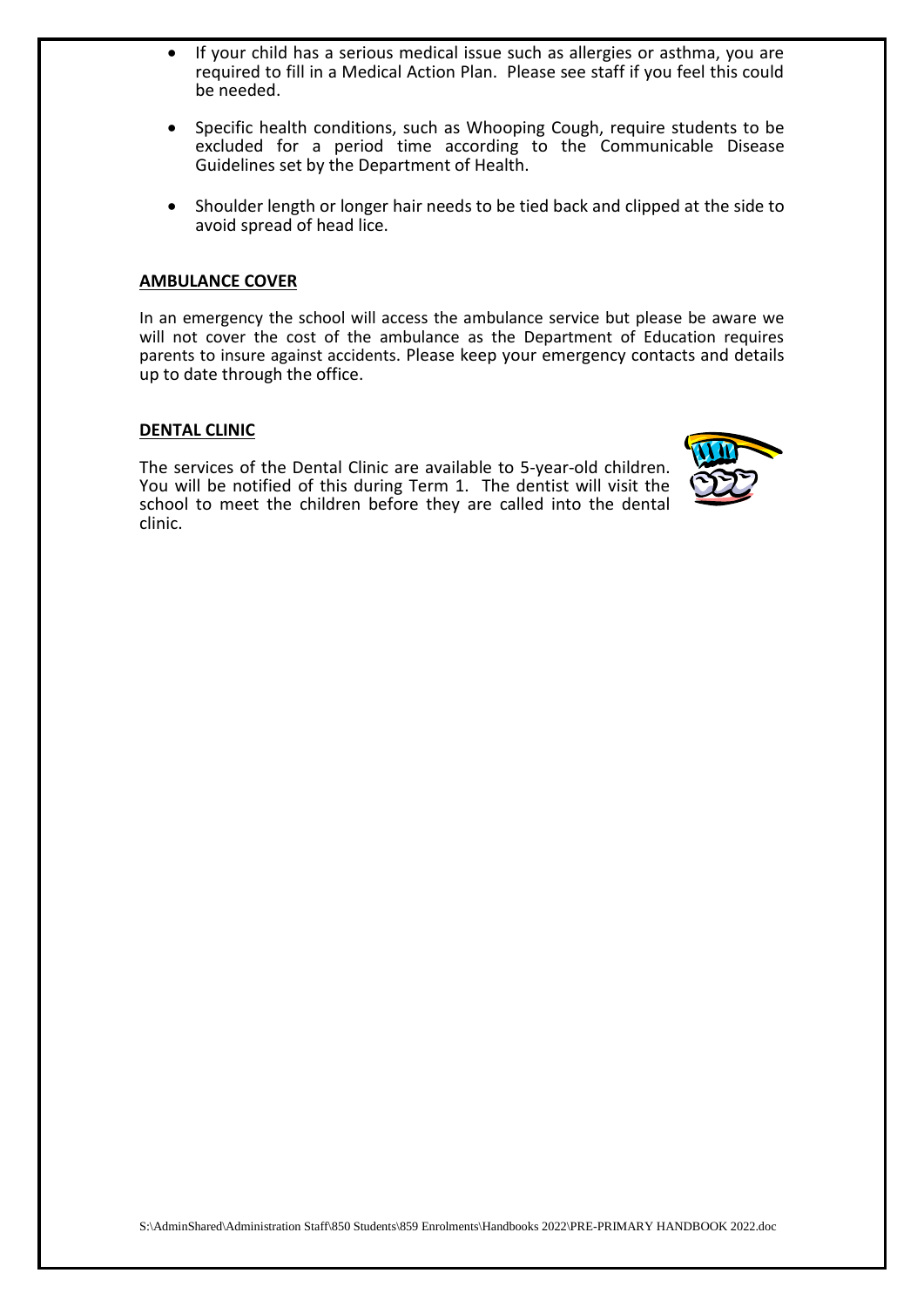- If your child has a serious medical issue such as allergies or asthma, you are required to fill in a Medical Action Plan. Please see staff if you feel this could be needed.

- Specific health conditions, such as Whooping Cough, require students to be excluded for a period time according to the Communicable Disease Guidelines set by the Department of Health.

- Shoulder length or longer hair needs to be tied back and clipped at the side to avoid spread of head lice.

**AMBULANCE COVER**

In an emergency the school will access the ambulance service but please be aware we will not cover the cost of the ambulance as the Department of Education requires parents to insure against accidents. Please keep your emergency contacts and details up to date through the office.

**DENTAL CLINIC**

The services of the Dental Clinic are available to 5-year-old children. You will be notified of this during Term 1. The dentist will visit the school to meet the children before they are called into the dental clinic.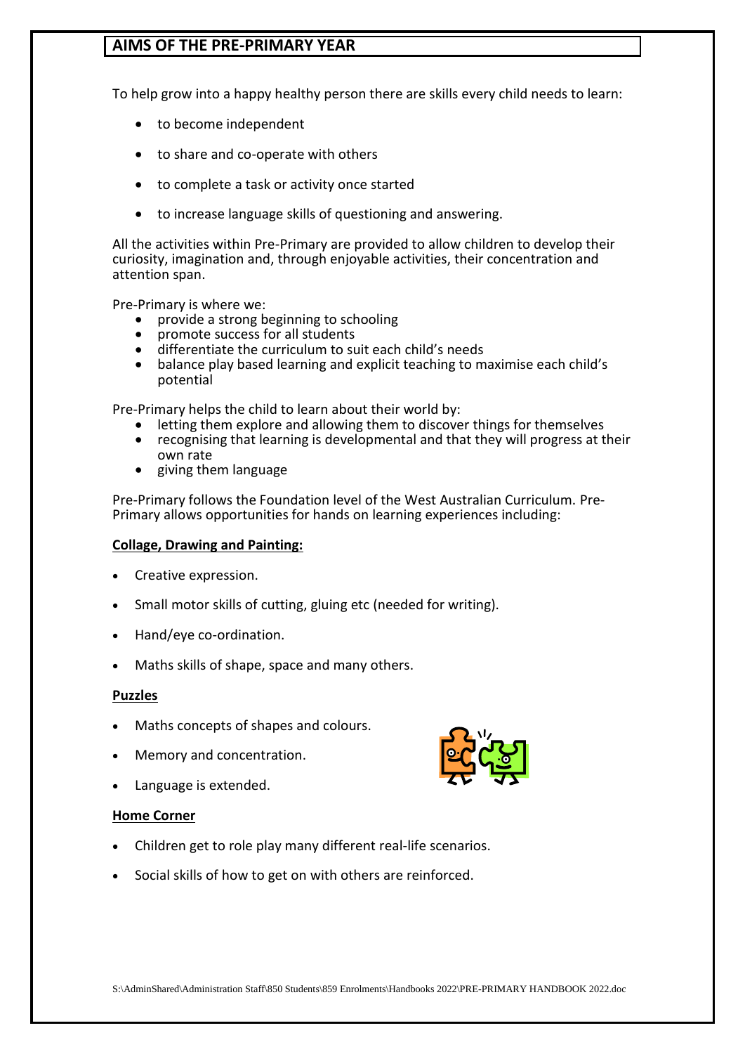## AIMS OF THE PRE-PRIMARY YEAR

To help grow into a happy healthy person there are skills every child needs to learn:

- to become independent
- to share and co-operate with others
- to complete a task or activity once started
- to increase language skills of questioning and answering.

All the activities within Pre-Primary are provided to allow children to develop their curiosity, imagination and, through enjoyable activities, their concentration and attention span.

Pre-Primary is where we:

- provide a strong beginning to schooling
- promote success for all students
- differentiate the curriculum to suit each child's needs
- balance play based learning and explicit teaching to maximise each child's potential

Pre-Primary helps the child to learn about their world by:

- letting them explore and allowing them to discover things for themselves
- recognising that learning is developmental and that they will progress at their own rate
- giving them language

Pre-Primary follows the Foundation level of the West Australian Curriculum. Pre-Primary allows opportunities for hands on learning experiences including:

**Collage, Drawing and Painting:**

- Creative expression.
- Small motor skills of cutting, gluing etc (needed for writing).
- Hand/eye co-ordination.
- Maths skills of shape, space and many others.

**Puzzles**

- Maths concepts of shapes and colours.
- Memory and concentration.
- Language is extended.

**Home Corner**

- Children get to role play many different real-life scenarios.
- Social skills of how to get on with others are reinforced.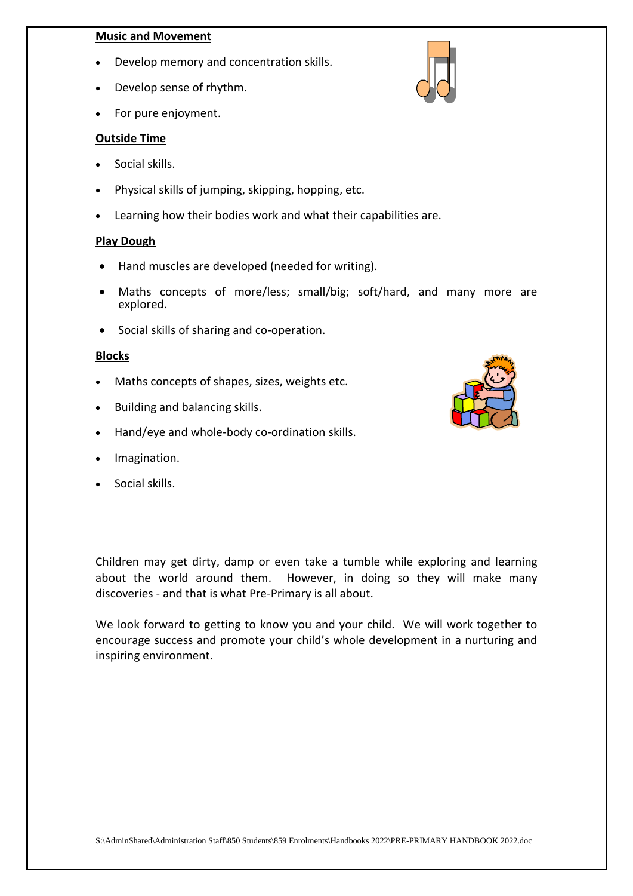**Music and Movement**

- Develop memory and concentration skills.
- Develop sense of rhythm.
- For pure enjoyment.

**Outside Time**

- Social skills.
- Physical skills of jumping, skipping, hopping, etc.
- Learning how their bodies work and what their capabilities are.

**Play Dough**

- Hand muscles are developed (needed for writing).
- Maths concepts of more/less; small/big; soft/hard, and many more are explored.
- Social skills of sharing and co-operation.

**Blocks**

- Maths concepts of shapes, sizes, weights etc.
- Building and balancing skills.
- Hand/eye and whole-body co-ordination skills.
- Imagination.
- Social skills.

Children may get dirty, damp or even take a tumble while exploring and learning about the world around them. However, in doing so they will make many discoveries - and that is what Pre-Primary is all about.

We look forward to getting to know you and your child. We will work together to encourage success and promote your child's whole development in a nurturing and inspiring environment.